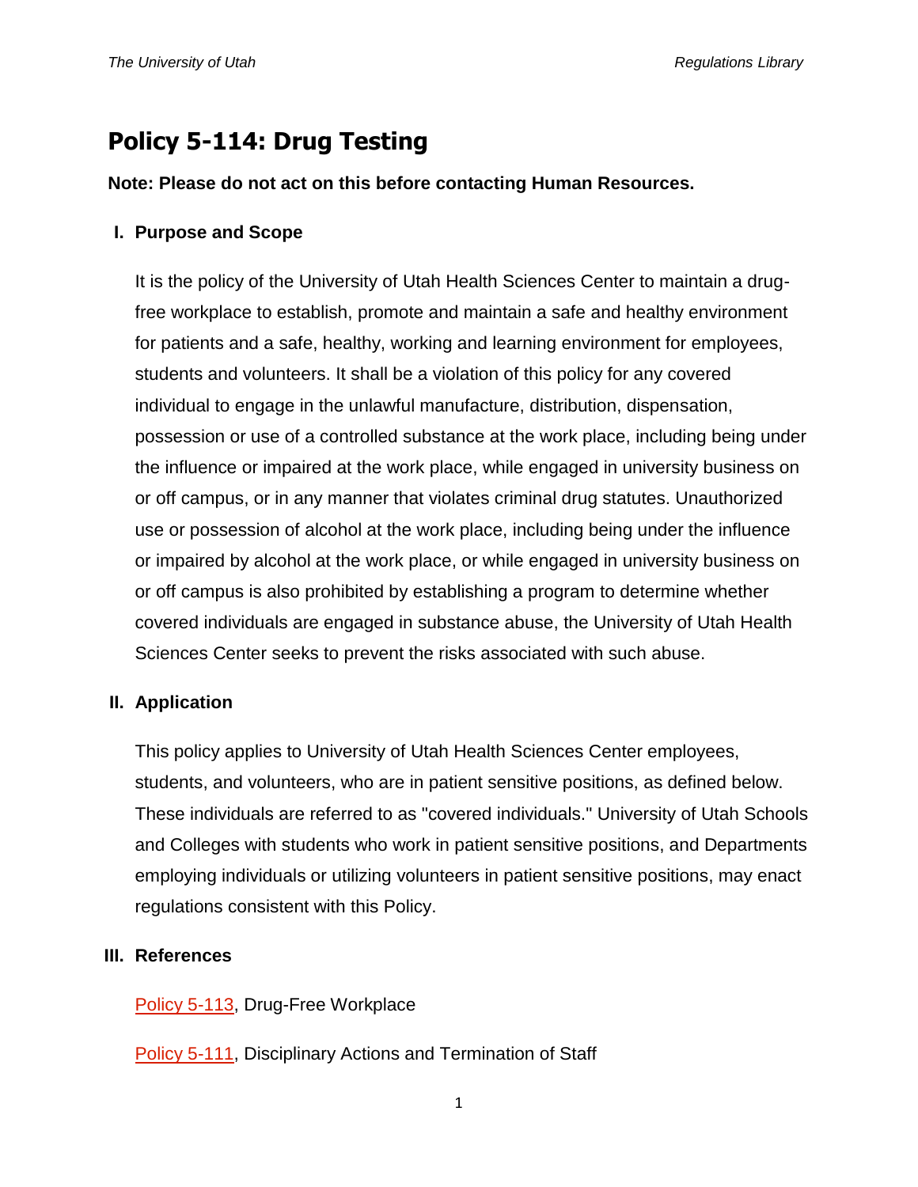# Policy 5-114: Drug Testing

**Note: Please do not act on this before contacting Human Resources.**

## I. Purpose and Scope

It is the policy of the University of Utah Health Sciences Center to maintain a drug-free workplace to establish, promote and maintain a safe and healthy environment for patients and a safe, healthy, working and learning environment for employees, students and volunteers. It shall be a violation of this policy for any covered individual to engage in the unlawful manufacture, distribution, dispensation, possession or use of a controlled substance at the work place, including being under the influence or impaired at the work place, while engaged in university business on or off campus, or in any manner that violates criminal drug statutes. Unauthorized use or possession of alcohol at the work place, including being under the influence or impaired by alcohol at the work place, or while engaged in university business on or off campus is also prohibited by establishing a program to determine whether covered individuals are engaged in substance abuse, the University of Utah Health Sciences Center seeks to prevent the risks associated with such abuse.

## II. Application

This policy applies to University of Utah Health Sciences Center employees, students, and volunteers, who are in patient sensitive positions, as defined below. These individuals are referred to as "covered individuals." University of Utah Schools and Colleges with students who work in patient sensitive positions, and Departments employing individuals or utilizing volunteers in patient sensitive positions, may enact regulations consistent with this Policy.

## III. References

Policy 5-113, Drug-Free Workplace

Policy 5-111, Disciplinary Actions and Termination of Staff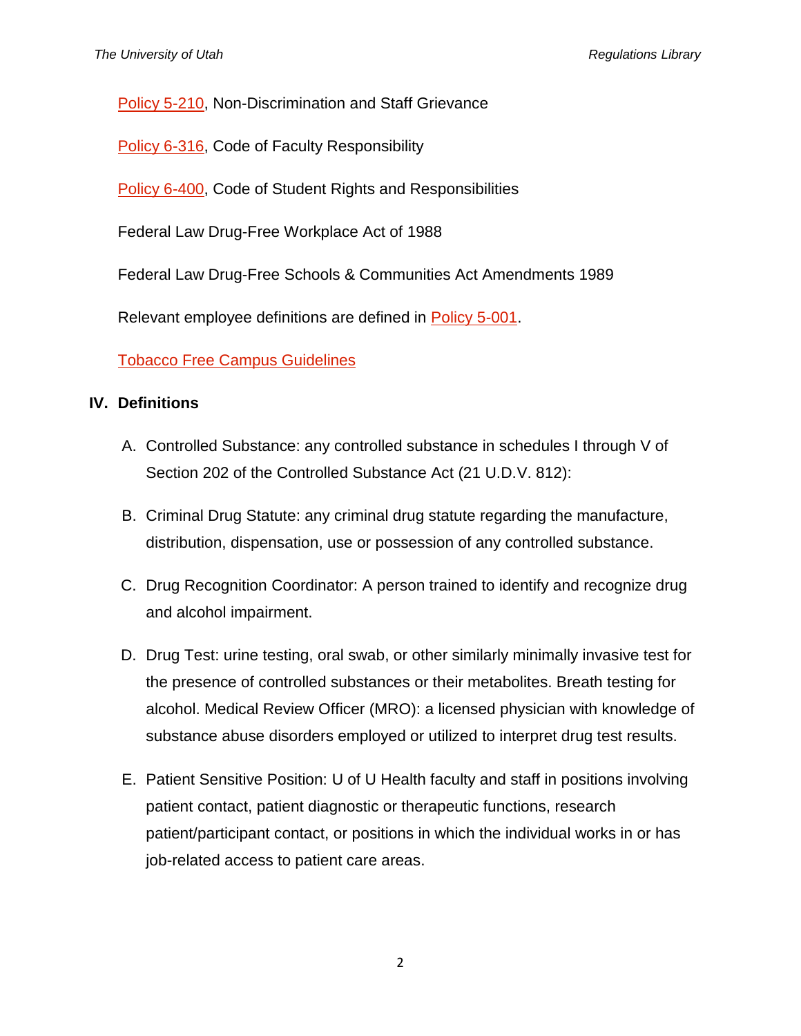Policy 5-210, Non-Discrimination and Staff Grievance

Policy 6-316, Code of Faculty Responsibility

Policy 6-400, Code of Student Rights and Responsibilities

Federal Law Drug-Free Workplace Act of 1988

Federal Law Drug-Free Schools & Communities Act Amendments 1989

Relevant employee definitions are defined in Policy 5-001.

Tobacco Free Campus Guidelines

## IV. Definitions

A. Controlled Substance: any controlled substance in schedules I through V of Section 202 of the Controlled Substance Act (21 U.D.V. 812):

B. Criminal Drug Statute: any criminal drug statute regarding the manufacture, distribution, dispensation, use or possession of any controlled substance.

C. Drug Recognition Coordinator: A person trained to identify and recognize drug and alcohol impairment.

D. Drug Test: urine testing, oral swab, or other similarly minimally invasive test for the presence of controlled substances or their metabolites. Breath testing for alcohol. Medical Review Officer (MRO): a licensed physician with knowledge of substance abuse disorders employed or utilized to interpret drug test results.

E. Patient Sensitive Position: U of U Health faculty and staff in positions involving patient contact, patient diagnostic or therapeutic functions, research patient/participant contact, or positions in which the individual works in or has job-related access to patient care areas.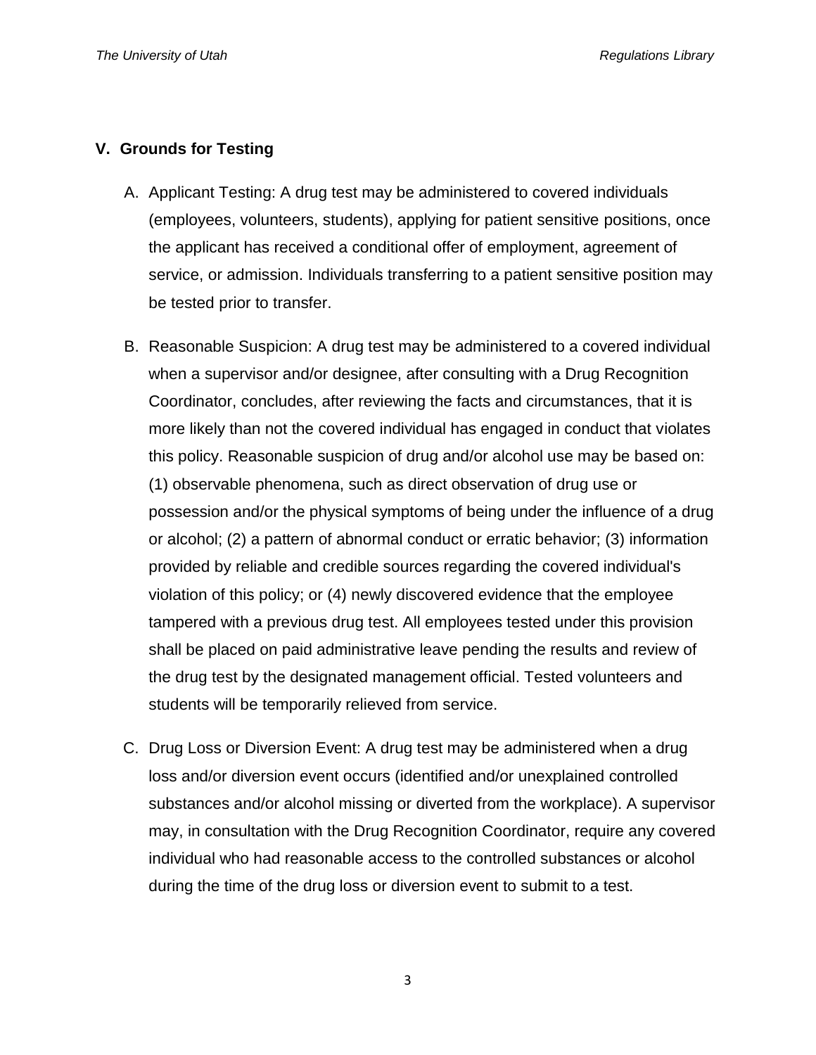## V. Grounds for Testing

A. Applicant Testing: A drug test may be administered to covered individuals (employees, volunteers, students), applying for patient sensitive positions, once the applicant has received a conditional offer of employment, agreement of service, or admission. Individuals transferring to a patient sensitive position may be tested prior to transfer.

B. Reasonable Suspicion: A drug test may be administered to a covered individual when a supervisor and/or designee, after consulting with a Drug Recognition Coordinator, concludes, after reviewing the facts and circumstances, that it is more likely than not the covered individual has engaged in conduct that violates this policy. Reasonable suspicion of drug and/or alcohol use may be based on: (1) observable phenomena, such as direct observation of drug use or possession and/or the physical symptoms of being under the influence of a drug or alcohol; (2) a pattern of abnormal conduct or erratic behavior; (3) information provided by reliable and credible sources regarding the covered individual's violation of this policy; or (4) newly discovered evidence that the employee tampered with a previous drug test. All employees tested under this provision shall be placed on paid administrative leave pending the results and review of the drug test by the designated management official. Tested volunteers and students will be temporarily relieved from service.

C. Drug Loss or Diversion Event: A drug test may be administered when a drug loss and/or diversion event occurs (identified and/or unexplained controlled substances and/or alcohol missing or diverted from the workplace). A supervisor may, in consultation with the Drug Recognition Coordinator, require any covered individual who had reasonable access to the controlled substances or alcohol during the time of the drug loss or diversion event to submit to a test.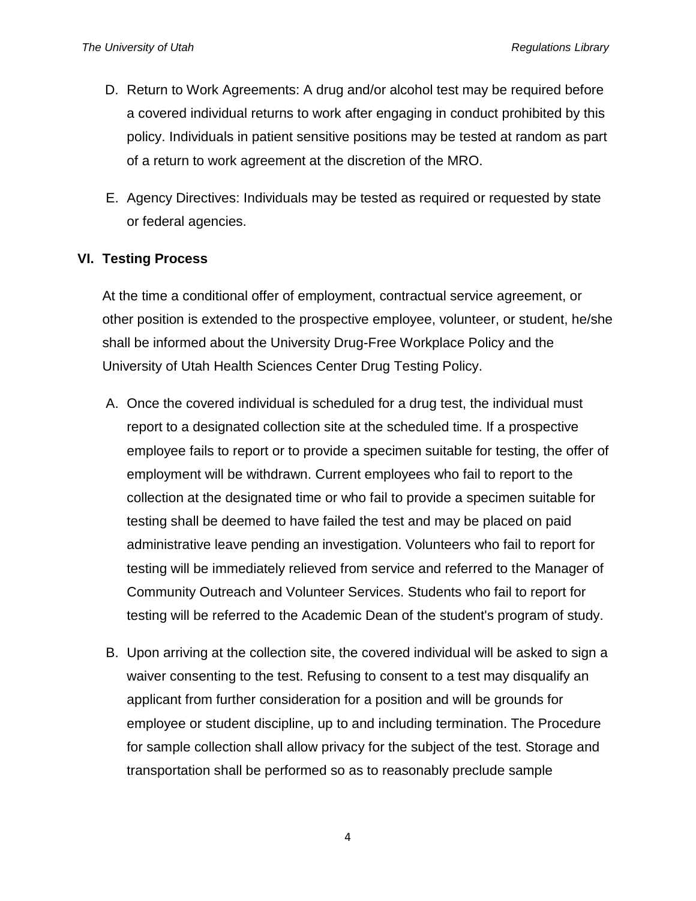D. Return to Work Agreements: A drug and/or alcohol test may be required before a covered individual returns to work after engaging in conduct prohibited by this policy. Individuals in patient sensitive positions may be tested at random as part of a return to work agreement at the discretion of the MRO.

E. Agency Directives: Individuals may be tested as required or requested by state or federal agencies.

## VI. Testing Process

At the time a conditional offer of employment, contractual service agreement, or other position is extended to the prospective employee, volunteer, or student, he/she shall be informed about the University Drug-Free Workplace Policy and the University of Utah Health Sciences Center Drug Testing Policy.

A. Once the covered individual is scheduled for a drug test, the individual must report to a designated collection site at the scheduled time. If a prospective employee fails to report or to provide a specimen suitable for testing, the offer of employment will be withdrawn. Current employees who fail to report to the collection at the designated time or who fail to provide a specimen suitable for testing shall be deemed to have failed the test and may be placed on paid administrative leave pending an investigation. Volunteers who fail to report for testing will be immediately relieved from service and referred to the Manager of Community Outreach and Volunteer Services. Students who fail to report for testing will be referred to the Academic Dean of the student's program of study.

B. Upon arriving at the collection site, the covered individual will be asked to sign a waiver consenting to the test. Refusing to consent to a test may disqualify an applicant from further consideration for a position and will be grounds for employee or student discipline, up to and including termination. The Procedure for sample collection shall allow privacy for the subject of the test. Storage and transportation shall be performed so as to reasonably preclude sample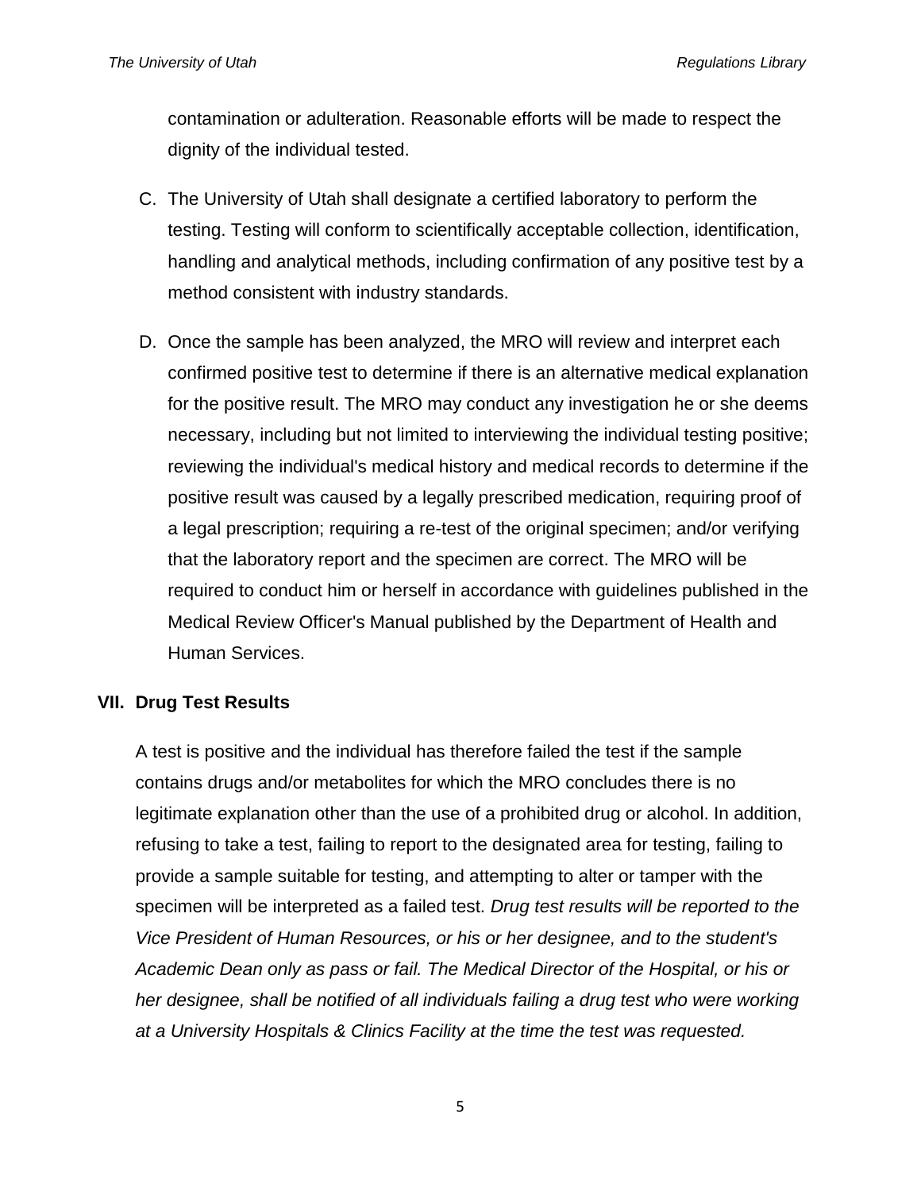contamination or adulteration. Reasonable efforts will be made to respect the dignity of the individual tested.

C. The University of Utah shall designate a certified laboratory to perform the testing. Testing will conform to scientifically acceptable collection, identification, handling and analytical methods, including confirmation of any positive test by a method consistent with industry standards.

D. Once the sample has been analyzed, the MRO will review and interpret each confirmed positive test to determine if there is an alternative medical explanation for the positive result. The MRO may conduct any investigation he or she deems necessary, including but not limited to interviewing the individual testing positive; reviewing the individual's medical history and medical records to determine if the positive result was caused by a legally prescribed medication, requiring proof of a legal prescription; requiring a re-test of the original specimen; and/or verifying that the laboratory report and the specimen are correct. The MRO will be required to conduct him or herself in accordance with guidelines published in the Medical Review Officer's Manual published by the Department of Health and Human Services.

## VII. Drug Test Results

A test is positive and the individual has therefore failed the test if the sample contains drugs and/or metabolites for which the MRO concludes there is no legitimate explanation other than the use of a prohibited drug or alcohol. In addition, refusing to take a test, failing to report to the designated area for testing, failing to provide a sample suitable for testing, and attempting to alter or tamper with the specimen will be interpreted as a failed test. *Drug test results will be reported to the Vice President of Human Resources, or his or her designee, and to the student's Academic Dean only as pass or fail. The Medical Director of the Hospital, or his or her designee, shall be notified of all individuals failing a drug test who were working at a University Hospitals & Clinics Facility at the time the test was requested.*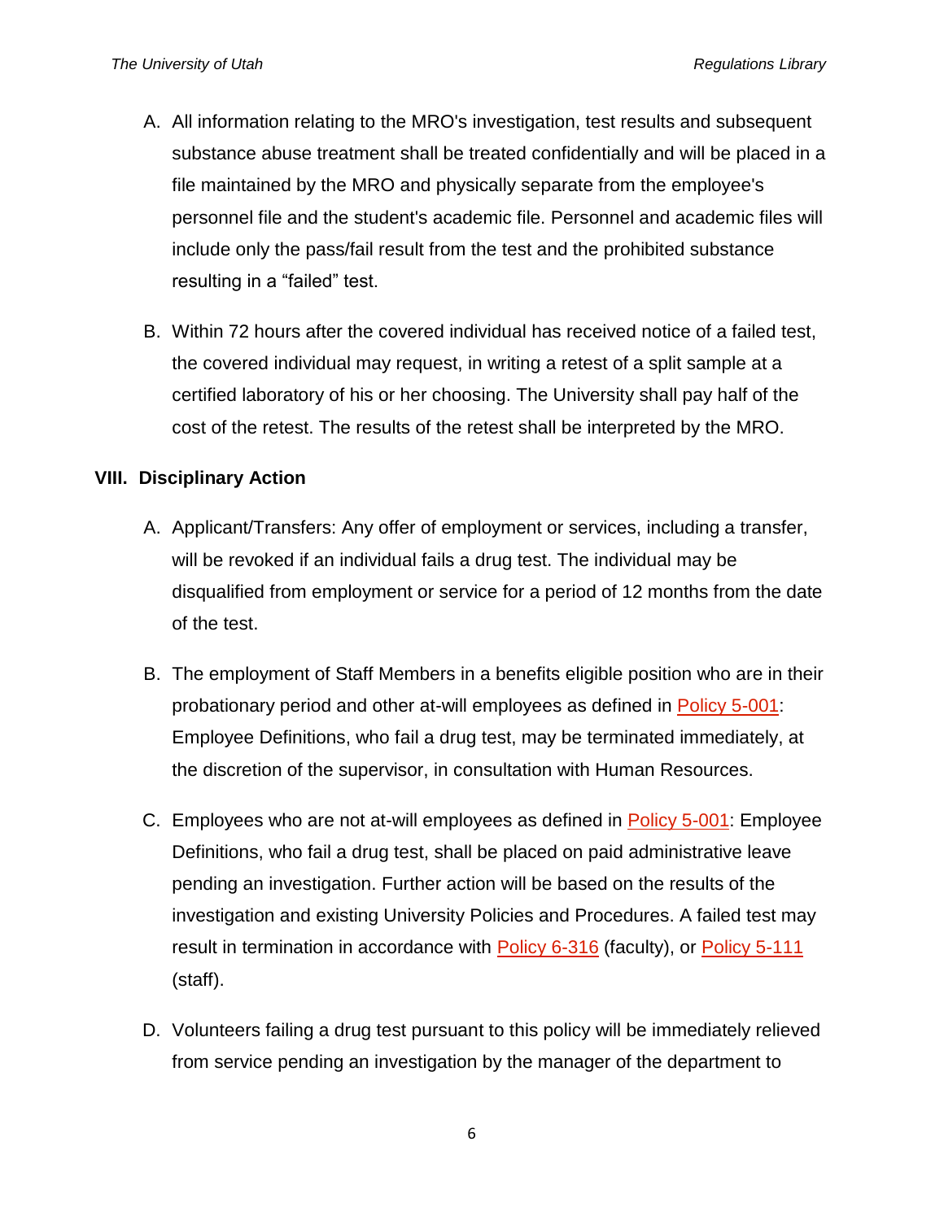A. All information relating to the MRO's investigation, test results and subsequent substance abuse treatment shall be treated confidentially and will be placed in a file maintained by the MRO and physically separate from the employee's personnel file and the student's academic file. Personnel and academic files will include only the pass/fail result from the test and the prohibited substance resulting in a "failed" test.

B. Within 72 hours after the covered individual has received notice of a failed test, the covered individual may request, in writing a retest of a split sample at a certified laboratory of his or her choosing. The University shall pay half of the cost of the retest. The results of the retest shall be interpreted by the MRO.

## VIII. Disciplinary Action

A. Applicant/Transfers: Any offer of employment or services, including a transfer, will be revoked if an individual fails a drug test. The individual may be disqualified from employment or service for a period of 12 months from the date of the test.

B. The employment of Staff Members in a benefits eligible position who are in their probationary period and other at-will employees as defined in Policy 5-001: Employee Definitions, who fail a drug test, may be terminated immediately, at the discretion of the supervisor, in consultation with Human Resources.

C. Employees who are not at-will employees as defined in Policy 5-001: Employee Definitions, who fail a drug test, shall be placed on paid administrative leave pending an investigation. Further action will be based on the results of the investigation and existing University Policies and Procedures. A failed test may result in termination in accordance with Policy 6-316 (faculty), or Policy 5-111 (staff).

D. Volunteers failing a drug test pursuant to this policy will be immediately relieved from service pending an investigation by the manager of the department to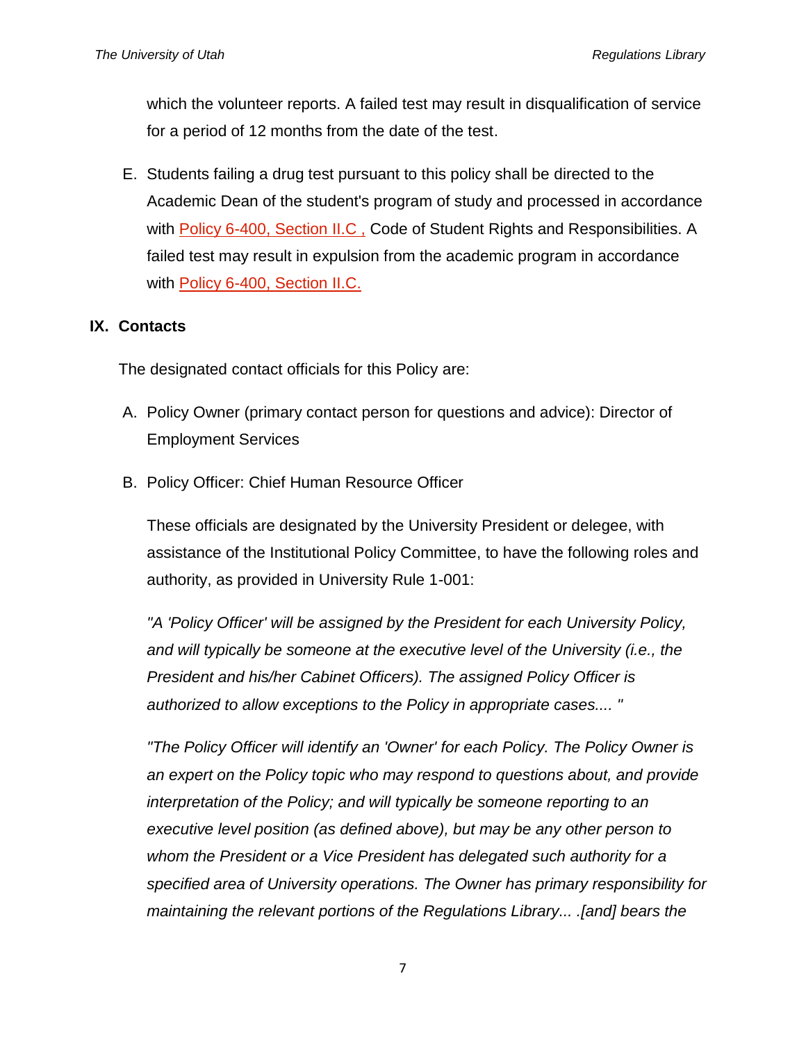which the volunteer reports. A failed test may result in disqualification of service for a period of 12 months from the date of the test.

E. Students failing a drug test pursuant to this policy shall be directed to the Academic Dean of the student's program of study and processed in accordance with Policy 6-400, Section II.C , Code of Student Rights and Responsibilities. A failed test may result in expulsion from the academic program in accordance with Policy 6-400, Section II.C.

## IX. Contacts

The designated contact officials for this Policy are:

A. Policy Owner (primary contact person for questions and advice): Director of Employment Services

B. Policy Officer: Chief Human Resource Officer

These officials are designated by the University President or delegee, with assistance of the Institutional Policy Committee, to have the following roles and authority, as provided in University Rule 1-001:

*"A 'Policy Officer' will be assigned by the President for each University Policy, and will typically be someone at the executive level of the University (i.e., the President and his/her Cabinet Officers). The assigned Policy Officer is authorized to allow exceptions to the Policy in appropriate cases.... "*

*"The Policy Officer will identify an 'Owner' for each Policy. The Policy Owner is an expert on the Policy topic who may respond to questions about, and provide interpretation of the Policy; and will typically be someone reporting to an executive level position (as defined above), but may be any other person to whom the President or a Vice President has delegated such authority for a specified area of University operations. The Owner has primary responsibility for maintaining the relevant portions of the Regulations Library... .[and] bears the*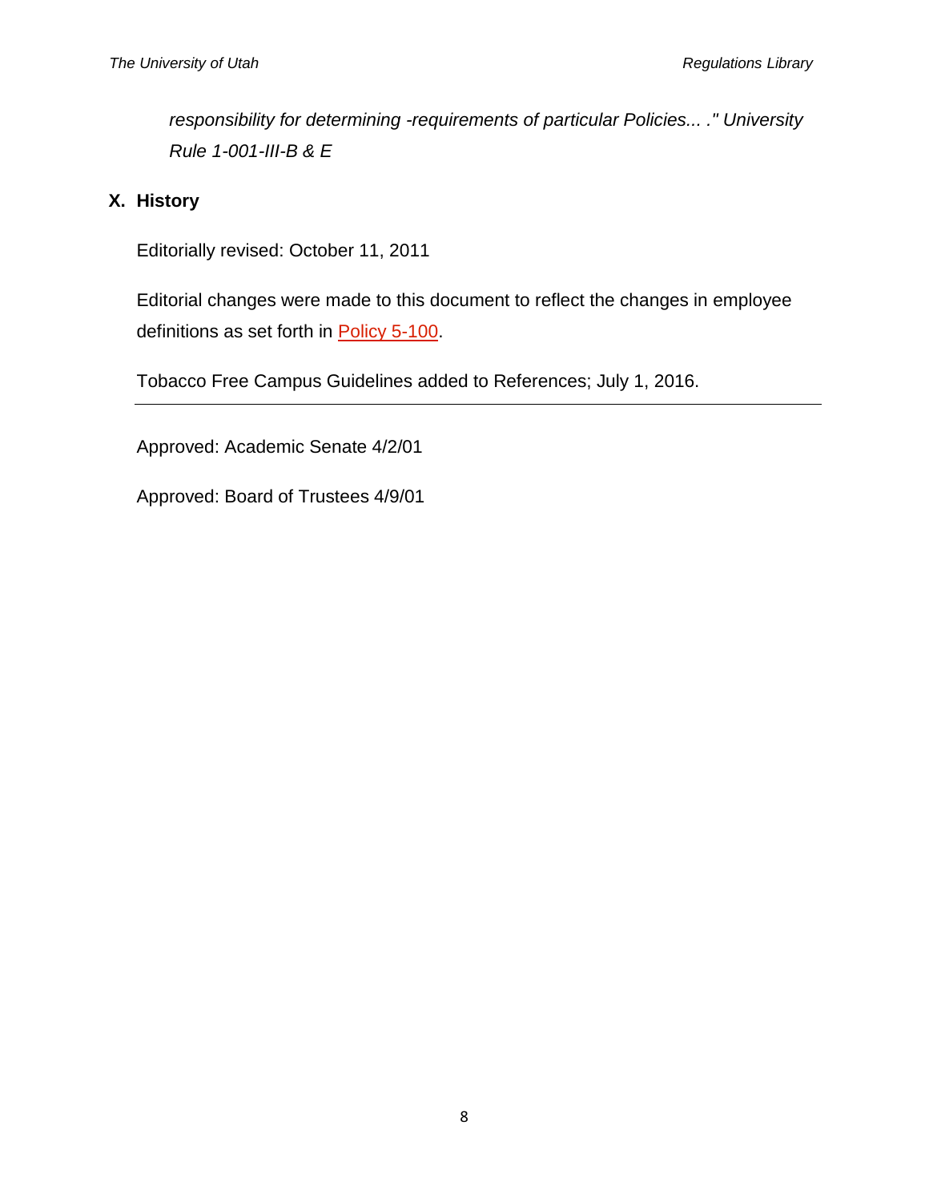*responsibility for determining -requirements of particular Policies... ." University Rule 1-001-III-B & E*

## X. History

Editorially revised: October 11, 2011

Editorial changes were made to this document to reflect the changes in employee definitions as set forth in Policy 5-100.

Tobacco Free Campus Guidelines added to References; July 1, 2016.

---

Approved: Academic Senate 4/2/01

Approved: Board of Trustees 4/9/01